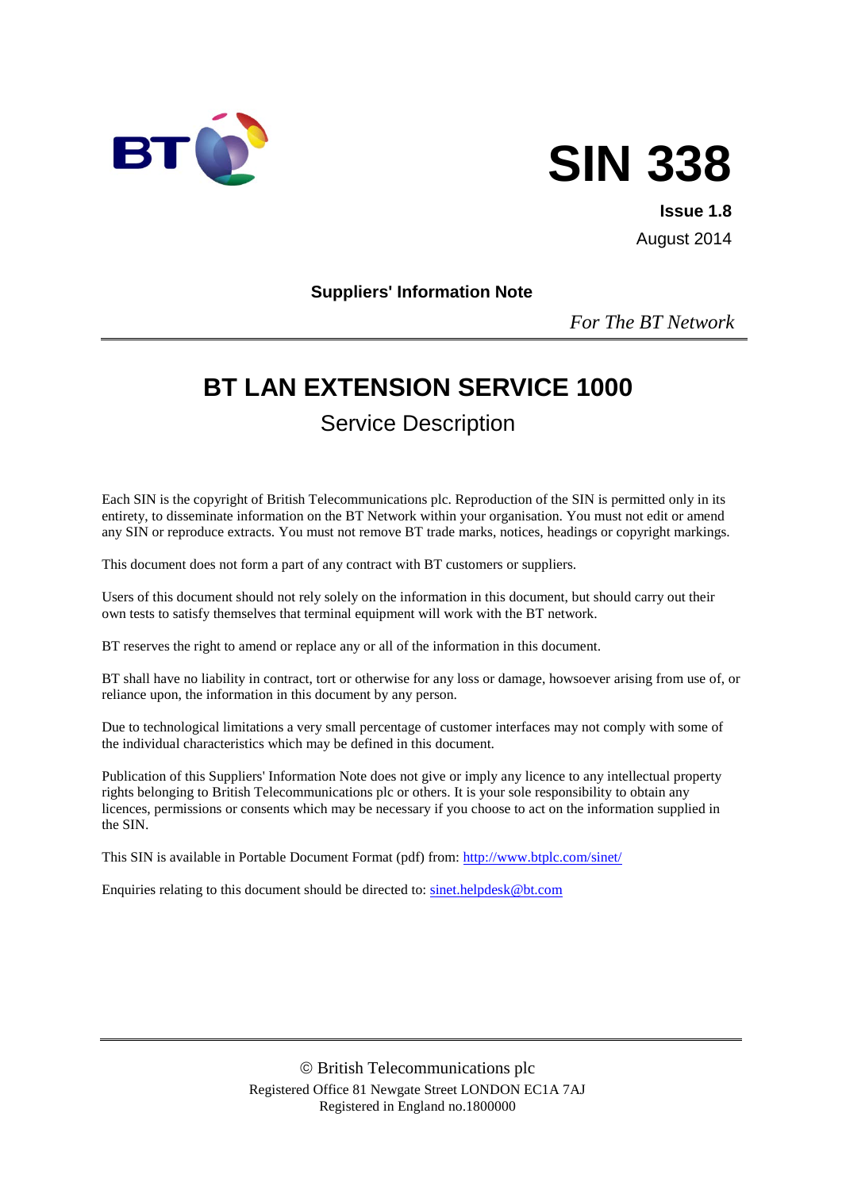# SIN 338

**Issue 1.8**

August 2014

**Suppliers' Information Note**

*For The BT Network*

# BT LAN EXTENSION SERVICE 1000

## Service Description

Each SIN is the copyright of British Telecommunications plc. Reproduction of the SIN is permitted only in its entirety, to disseminate information on the BT Network within your organisation. You must not edit or amend any SIN or reproduce extracts. You must not remove BT trade marks, notices, headings or copyright markings.

This document does not form a part of any contract with BT customers or suppliers.

Users of this document should not rely solely on the information in this document, but should carry out their own tests to satisfy themselves that terminal equipment will work with the BT network.

BT reserves the right to amend or replace any or all of the information in this document.

BT shall have no liability in contract, tort or otherwise for any loss or damage, howsoever arising from use of, or reliance upon, the information in this document by any person.

Due to technological limitations a very small percentage of customer interfaces may not comply with some of the individual characteristics which may be defined in this document.

Publication of this Suppliers' Information Note does not give or imply any licence to any intellectual property rights belonging to British Telecommunications plc or others. It is your sole responsibility to obtain any licences, permissions or consents which may be necessary if you choose to act on the information supplied in the SIN.

This SIN is available in Portable Document Format (pdf) from: http://www.btplc.com/sinet/

Enquiries relating to this document should be directed to: sinet.helpdesk@bt.com

© British Telecommunications plc
Registered Office 81 Newgate Street LONDON EC1A 7AJ
Registered in England no.1800000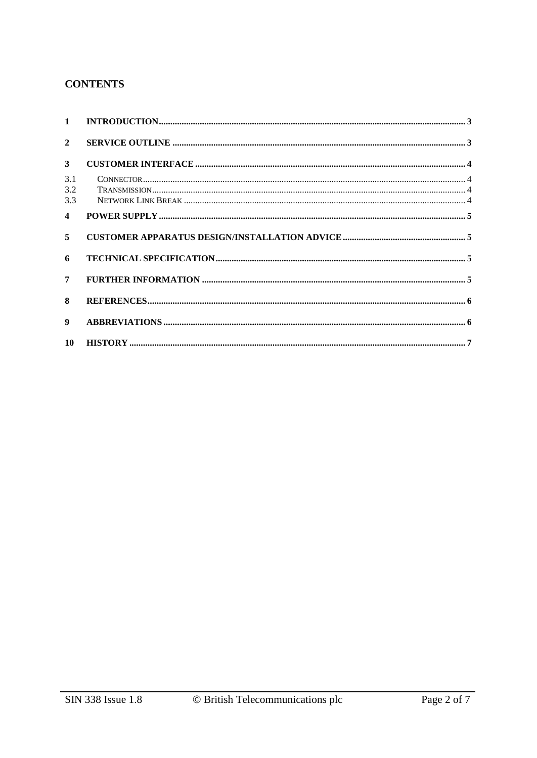## CONTENTS

| | | |
|---|---|---|
| 1 | INTRODUCTION | 3 |
| 2 | SERVICE OUTLINE | 3 |
| 3 | CUSTOMER INTERFACE | 4 |
| 3.1 | CONNECTOR | 4 |
| 3.2 | TRANSMISSION | 4 |
| 3.3 | NETWORK LINK BREAK | 4 |
| 4 | POWER SUPPLY | 5 |
| 5 | CUSTOMER APPARATUS DESIGN/INSTALLATION ADVICE | 5 |
| 6 | TECHNICAL SPECIFICATION | 5 |
| 7 | FURTHER INFORMATION | 5 |
| 8 | REFERENCES | 6 |
| 9 | ABBREVIATIONS | 6 |
| 10 | HISTORY | 7 |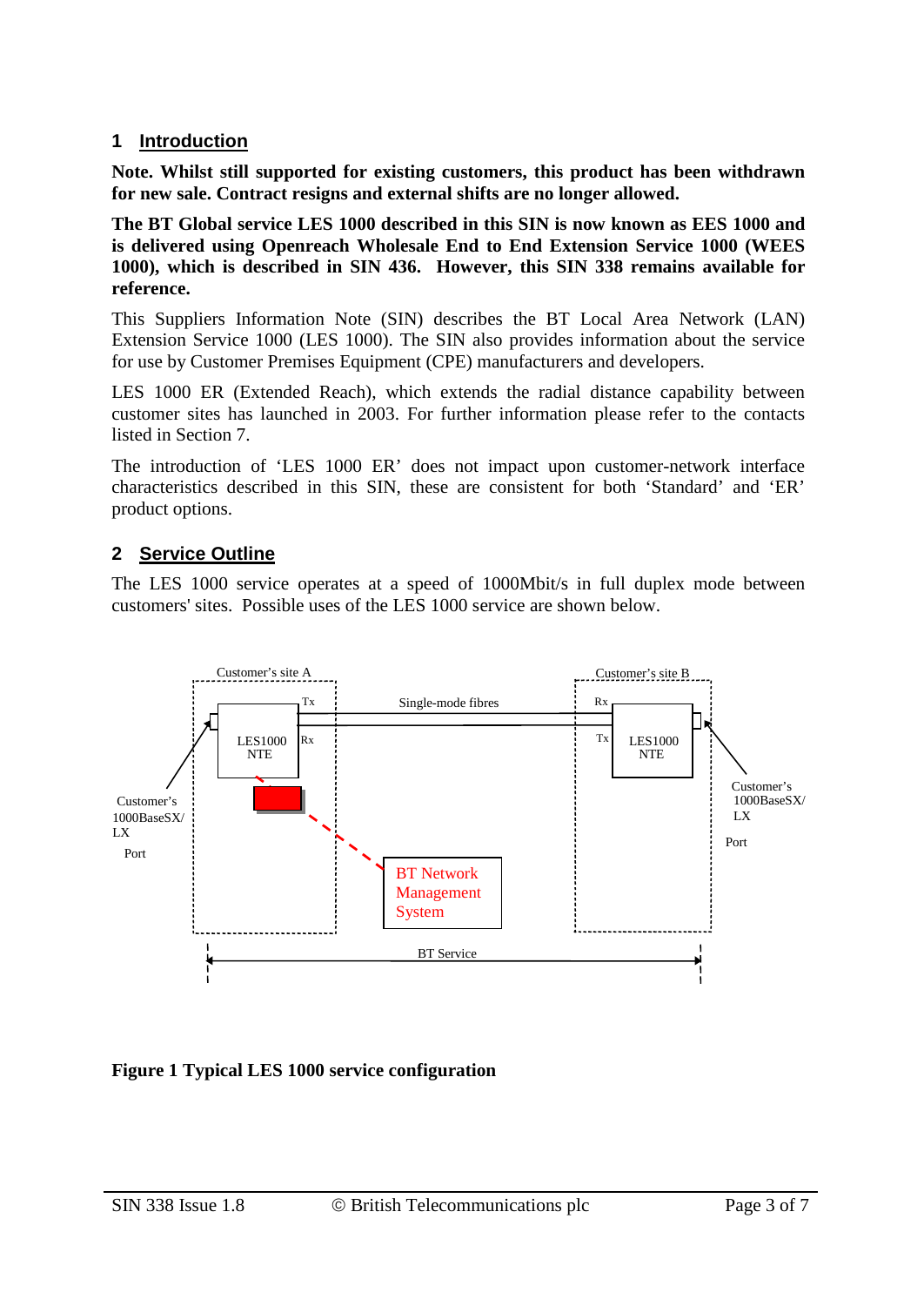## 1 Introduction

**Note. Whilst still supported for existing customers, this product has been withdrawn for new sale. Contract resigns and external shifts are no longer allowed.**

**The BT Global service LES 1000 described in this SIN is now known as EES 1000 and is delivered using Openreach Wholesale End to End Extension Service 1000 (WEES 1000), which is described in SIN 436. However, this SIN 338 remains available for reference.**

This Suppliers Information Note (SIN) describes the BT Local Area Network (LAN) Extension Service 1000 (LES 1000). The SIN also provides information about the service for use by Customer Premises Equipment (CPE) manufacturers and developers.

LES 1000 ER (Extended Reach), which extends the radial distance capability between customer sites has launched in 2003. For further information please refer to the contacts listed in Section 7.

The introduction of 'LES 1000 ER' does not impact upon customer-network interface characteristics described in this SIN, these are consistent for both 'Standard' and 'ER' product options.

## 2 Service Outline

The LES 1000 service operates at a speed of 1000Mbit/s in full duplex mode between customers' sites. Possible uses of the LES 1000 service are shown below.

Customer's site A | Customer's site B

Tx | Rx | Single-mode fibres | Rx | Tx

LES1000 NTE | LES1000 NTE

Customer's 1000BaseSX/LX Port | Customer's 1000BaseSX/LX Port

BT Network Management System

BT Service

**Figure 1 Typical LES 1000 service configuration**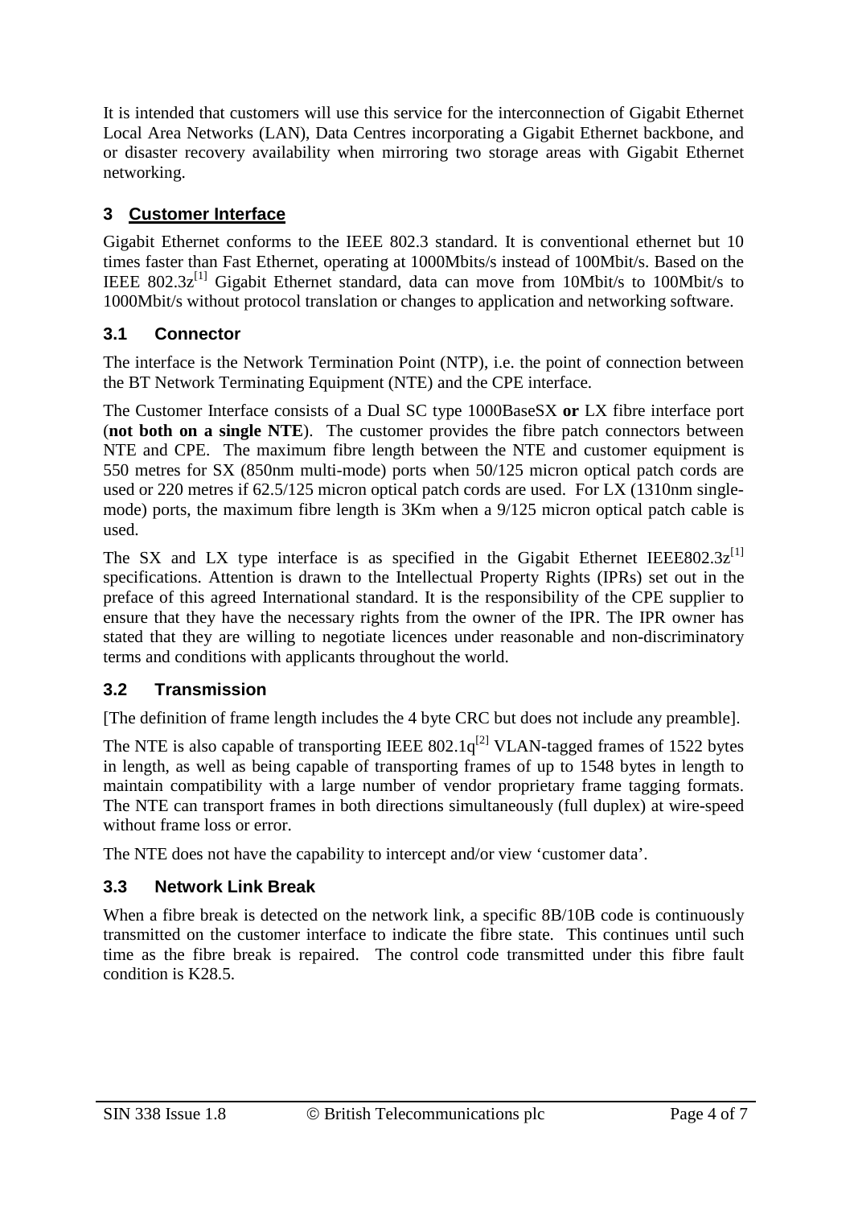It is intended that customers will use this service for the interconnection of Gigabit Ethernet Local Area Networks (LAN), Data Centres incorporating a Gigabit Ethernet backbone, and or disaster recovery availability when mirroring two storage areas with Gigabit Ethernet networking.

## 3 Customer Interface

Gigabit Ethernet conforms to the IEEE 802.3 standard. It is conventional ethernet but 10 times faster than Fast Ethernet, operating at 1000Mbits/s instead of 100Mbit/s. Based on the IEEE 802.3z[1] Gigabit Ethernet standard, data can move from 10Mbit/s to 100Mbit/s to 1000Mbit/s without protocol translation or changes to application and networking software.

### 3.1 Connector

The interface is the Network Termination Point (NTP), i.e. the point of connection between the BT Network Terminating Equipment (NTE) and the CPE interface.

The Customer Interface consists of a Dual SC type 1000BaseSX **or** LX fibre interface port (**not both on a single NTE**). The customer provides the fibre patch connectors between NTE and CPE. The maximum fibre length between the NTE and customer equipment is 550 metres for SX (850nm multi-mode) ports when 50/125 micron optical patch cords are used or 220 metres if 62.5/125 micron optical patch cords are used. For LX (1310nm single-mode) ports, the maximum fibre length is 3Km when a 9/125 micron optical patch cable is used.

The SX and LX type interface is as specified in the Gigabit Ethernet IEEE802.3z[1] specifications. Attention is drawn to the Intellectual Property Rights (IPRs) set out in the preface of this agreed International standard. It is the responsibility of the CPE supplier to ensure that they have the necessary rights from the owner of the IPR. The IPR owner has stated that they are willing to negotiate licences under reasonable and non-discriminatory terms and conditions with applicants throughout the world.

### 3.2 Transmission

[The definition of frame length includes the 4 byte CRC but does not include any preamble].

The NTE is also capable of transporting IEEE 802.1q[2] VLAN-tagged frames of 1522 bytes in length, as well as being capable of transporting frames of up to 1548 bytes in length to maintain compatibility with a large number of vendor proprietary frame tagging formats. The NTE can transport frames in both directions simultaneously (full duplex) at wire-speed without frame loss or error.

The NTE does not have the capability to intercept and/or view 'customer data'.

### 3.3 Network Link Break

When a fibre break is detected on the network link, a specific 8B/10B code is continuously transmitted on the customer interface to indicate the fibre state. This continues until such time as the fibre break is repaired. The control code transmitted under this fibre fault condition is K28.5.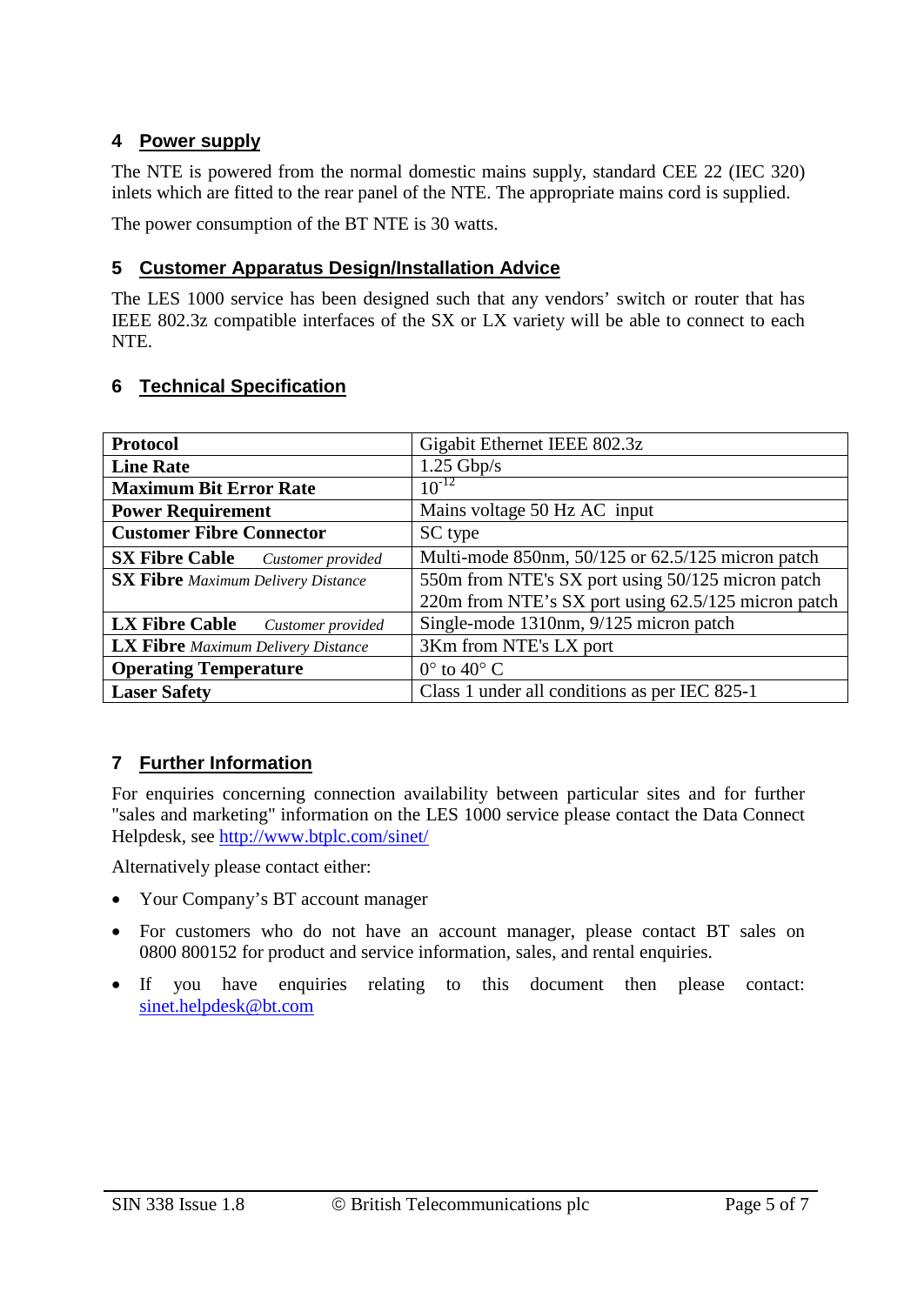## 4 Power supply

The NTE is powered from the normal domestic mains supply, standard CEE 22 (IEC 320) inlets which are fitted to the rear panel of the NTE. The appropriate mains cord is supplied.

The power consumption of the BT NTE is 30 watts.

## 5 Customer Apparatus Design/Installation Advice

The LES 1000 service has been designed such that any vendors' switch or router that has IEEE 802.3z compatible interfaces of the SX or LX variety will be able to connect to each NTE.

## 6 Technical Specification

| | |
|---|---|
| **Protocol** | Gigabit Ethernet IEEE 802.3z |
| **Line Rate** | 1.25 Gbp/s |
| **Maximum Bit Error Rate** | $10^{-12}$ |
| **Power Requirement** | Mains voltage 50 Hz AC input |
| **Customer Fibre Connector** | SC type |
| **SX Fibre Cable** *Customer provided* | Multi-mode 850nm, 50/125 or 62.5/125 micron patch |
| **SX Fibre** *Maximum Delivery Distance* | 550m from NTE's SX port using 50/125 micron patch<br>220m from NTE's SX port using 62.5/125 micron patch |
| **LX Fibre Cable** *Customer provided* | Single-mode 1310nm, 9/125 micron patch |
| **LX Fibre** *Maximum Delivery Distance* | 3Km from NTE's LX port |
| **Operating Temperature** | 0° to 40° C |
| **Laser Safety** | Class 1 under all conditions as per IEC 825-1 |

## 7 Further Information

For enquiries concerning connection availability between particular sites and for further "sales and marketing" information on the LES 1000 service please contact the Data Connect Helpdesk, see http://www.btplc.com/sinet/

Alternatively please contact either:

- Your Company's BT account manager
- For customers who do not have an account manager, please contact BT sales on 0800 800152 for product and service information, sales, and rental enquiries.
- If you have enquiries relating to this document then please contact: sinet.helpdesk@bt.com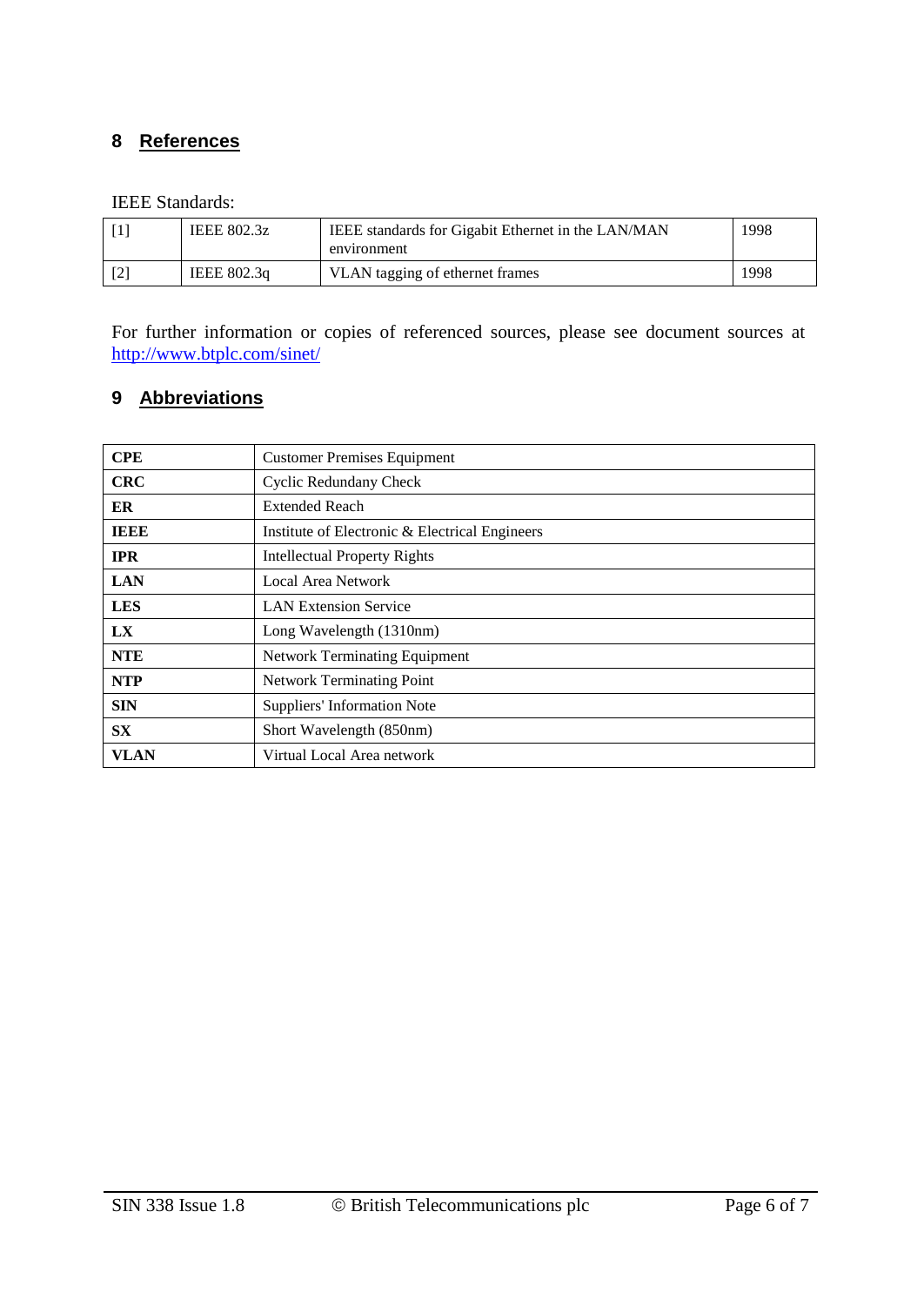## 8 References

IEEE Standards:

| [1] | IEEE 802.3z | IEEE standards for Gigabit Ethernet in the LAN/MAN environment | 1998 |
|---|---|---|---|
| [2] | IEEE 802.3q | VLAN tagging of ethernet frames | 1998 |

For further information or copies of referenced sources, please see document sources at http://www.btplc.com/sinet/

## 9 Abbreviations

| | |
|---|---|
| **CPE** | Customer Premises Equipment |
| **CRC** | Cyclic Redundany Check |
| **ER** | Extended Reach |
| **IEEE** | Institute of Electronic & Electrical Engineers |
| **IPR** | Intellectual Property Rights |
| **LAN** | Local Area Network |
| **LES** | LAN Extension Service |
| **LX** | Long Wavelength (1310nm) |
| **NTE** | Network Terminating Equipment |
| **NTP** | Network Terminating Point |
| **SIN** | Suppliers' Information Note |
| **SX** | Short Wavelength (850nm) |
| **VLAN** | Virtual Local Area network |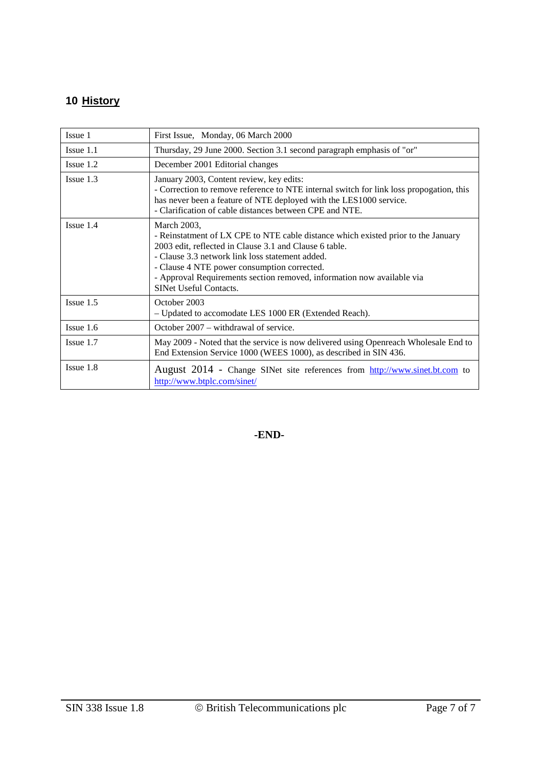## 10 History

| | |
|---|---|
| Issue 1 | First Issue, Monday, 06 March 2000 |
| Issue 1.1 | Thursday, 29 June 2000. Section 3.1 second paragraph emphasis of "or" |
| Issue 1.2 | December 2001 Editorial changes |
| Issue 1.3 | January 2003, Content review, key edits:<br>- Correction to remove reference to NTE internal switch for link loss propogation, this has never been a feature of NTE deployed with the LES1000 service.<br>- Clarification of cable distances between CPE and NTE. |
| Issue 1.4 | March 2003,<br>- Reinstatment of LX CPE to NTE cable distance which existed prior to the January 2003 edit, reflected in Clause 3.1 and Clause 6 table.<br>- Clause 3.3 network link loss statement added.<br>- Clause 4 NTE power consumption corrected.<br>- Approval Requirements section removed, information now available via SINet Useful Contacts. |
| Issue 1.5 | October 2003<br>– Updated to accomodate LES 1000 ER (Extended Reach). |
| Issue 1.6 | October 2007 – withdrawal of service. |
| Issue 1.7 | May 2009 - Noted that the service is now delivered using Openreach Wholesale End to End Extension Service 1000 (WEES 1000), as described in SIN 436. |
| Issue 1.8 | August 2014 - Change SINet site references from http://www.sinet.bt.com to http://www.btplc.com/sinet/ |

**-END-**